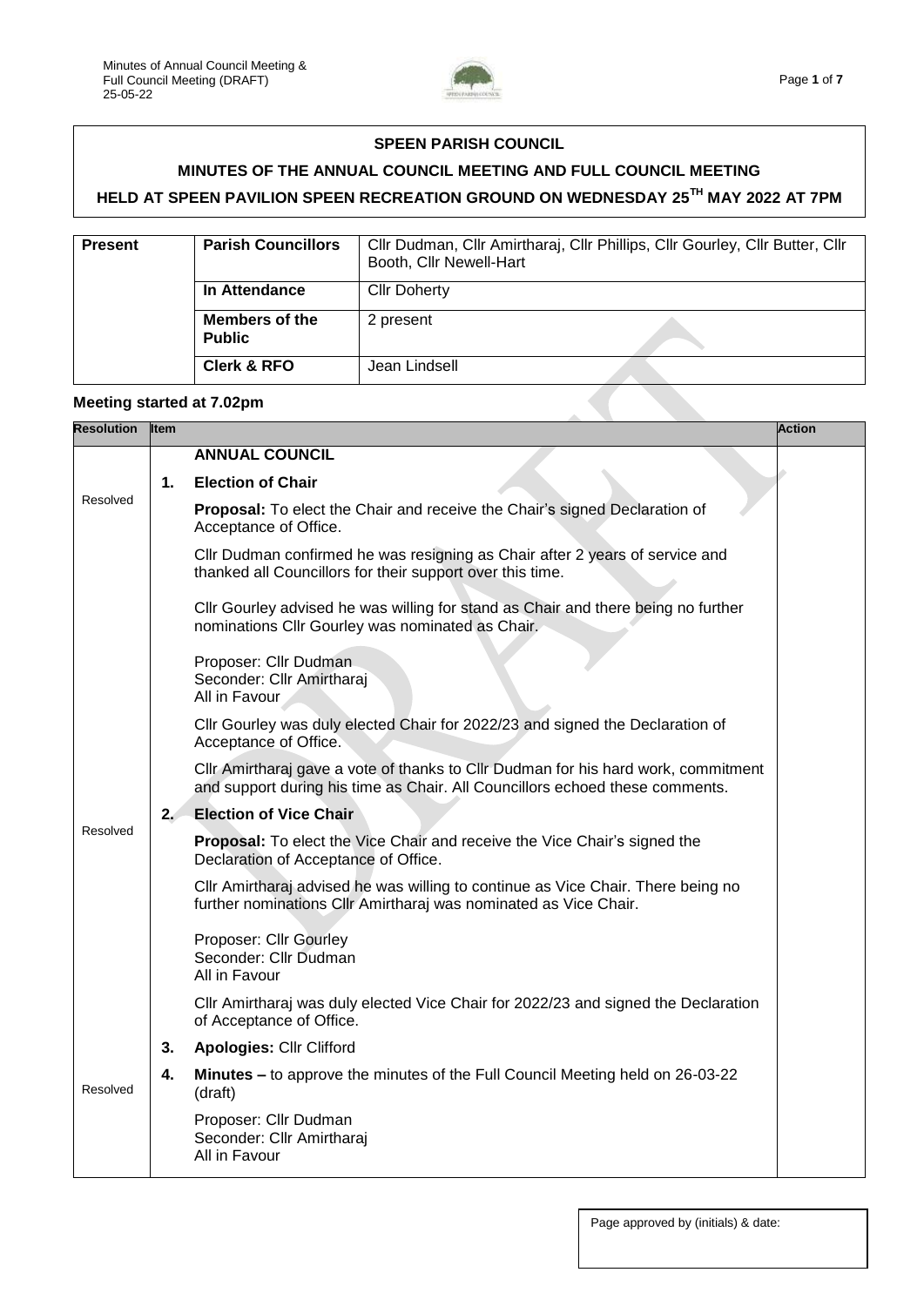**SPEEN PARISH COUNCIL**

**MINUTES OF THE ANNUAL COUNCIL MEETING AND FULL COUNCIL MEETING**

**HELD AT SPEEN PAVILION SPEEN RECREATION GROUND ON WEDNESDAY 25TH MAY 2022 AT 7PM**

| **Present** | **Parish Councillors** | Cllr Dudman, Cllr Amirtharaj, Cllr Phillips, Cllr Gourley, Cllr Butter, Cllr Booth, Cllr Newell-Hart |
|---|---|---|
| | **In Attendance** | Cllr Doherty |
| | **Members of the Public** | 2 present |
| | **Clerk & RFO** | Jean Lindsell |

**Meeting started at 7.02pm**

| Resolution | Item | | Action |
|---|---|---|---|
| | | **ANNUAL COUNCIL** | |
| Resolved | 1. | **Election of Chair**<br><br>**Proposal:** To elect the Chair and receive the Chair's signed Declaration of Acceptance of Office.<br><br>Cllr Dudman confirmed he was resigning as Chair after 2 years of service and thanked all Councillors for their support over this time.<br><br>Cllr Gourley advised he was willing for stand as Chair and there being no further nominations Cllr Gourley was nominated as Chair.<br><br>Proposer: Cllr Dudman<br>Seconder: Cllr Amirtharaj<br>All in Favour<br><br>Cllr Gourley was duly elected Chair for 2022/23 and signed the Declaration of Acceptance of Office.<br><br>Cllr Amirtharaj gave a vote of thanks to Cllr Dudman for his hard work, commitment and support during his time as Chair. All Councillors echoed these comments. | |
| Resolved | 2. | **Election of Vice Chair**<br><br>**Proposal:** To elect the Vice Chair and receive the Vice Chair's signed the Declaration of Acceptance of Office.<br><br>Cllr Amirtharaj advised he was willing to continue as Vice Chair. There being no further nominations Cllr Amirtharaj was nominated as Vice Chair.<br><br>Proposer: Cllr Gourley<br>Seconder: Cllr Dudman<br>All in Favour<br><br>Cllr Amirtharaj was duly elected Vice Chair for 2022/23 and signed the Declaration of Acceptance of Office. | |
| | 3. | **Apologies:** Cllr Clifford | |
| Resolved | 4. | **Minutes –** to approve the minutes of the Full Council Meeting held on 26-03-22 (draft)<br><br>Proposer: Cllr Dudman<br>Seconder: Cllr Amirtharaj<br>All in Favour | |

Page approved by (initials) & date: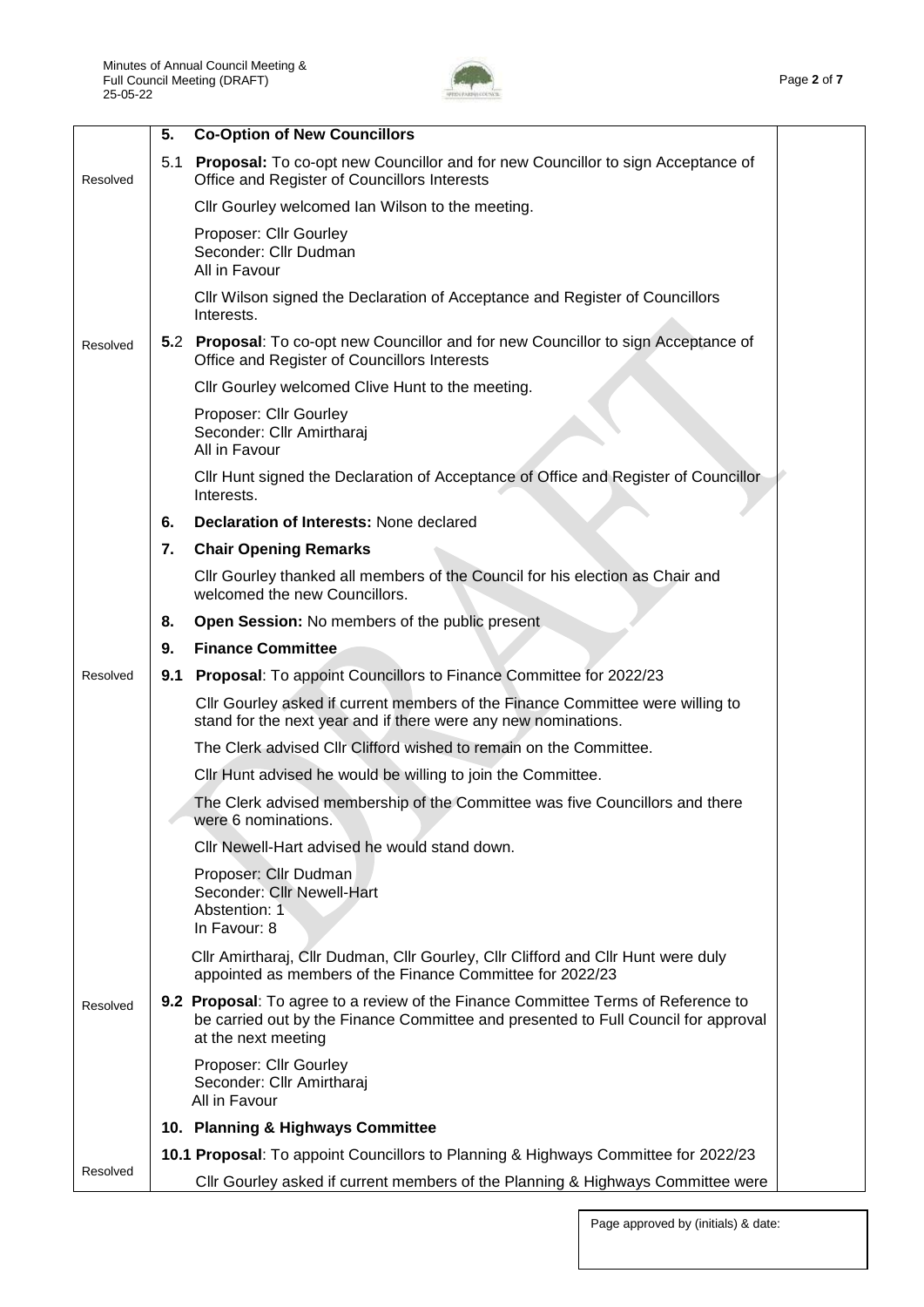| | | | |
|---|---|---|---|
| | **5.** | **Co-Option of New Councillors** | |
| Resolved | 5.1 | **Proposal:** To co-opt new Councillor and for new Councillor to sign Acceptance of Office and Register of Councillors Interests<br><br>Cllr Gourley welcomed Ian Wilson to the meeting.<br><br>Proposer: Cllr Gourley<br>Seconder: Cllr Dudman<br>All in Favour<br><br>Cllr Wilson signed the Declaration of Acceptance and Register of Councillors Interests. | |
| Resolved | **5.2** | **Proposal**: To co-opt new Councillor and for new Councillor to sign Acceptance of Office and Register of Councillors Interests<br><br>Cllr Gourley welcomed Clive Hunt to the meeting.<br><br>Proposer: Cllr Gourley<br>Seconder: Cllr Amirtharaj<br>All in Favour<br><br>Cllr Hunt signed the Declaration of Acceptance of Office and Register of Councillor Interests. | |
| | **6.** | **Declaration of Interests:** None declared | |
| | **7.** | **Chair Opening Remarks**<br><br>Cllr Gourley thanked all members of the Council for his election as Chair and welcomed the new Councillors. | |
| | **8.** | **Open Session:** No members of the public present | |
| | **9.** | **Finance Committee** | |
| Resolved | **9.1** | **Proposal**: To appoint Councillors to Finance Committee for 2022/23<br><br>Cllr Gourley asked if current members of the Finance Committee were willing to stand for the next year and if there were any new nominations.<br><br>The Clerk advised Cllr Clifford wished to remain on the Committee.<br><br>Cllr Hunt advised he would be willing to join the Committee.<br><br>The Clerk advised membership of the Committee was five Councillors and there were 6 nominations.<br><br>Cllr Newell-Hart advised he would stand down.<br><br>Proposer: Cllr Dudman<br>Seconder: Cllr Newell-Hart<br>Abstention: 1<br>In Favour: 8<br><br>Cllr Amirtharaj, Cllr Dudman, Cllr Gourley, Cllr Clifford and Cllr Hunt were duly appointed as members of the Finance Committee for 2022/23 | |
| Resolved | **9.2** | **Proposal**: To agree to a review of the Finance Committee Terms of Reference to be carried out by the Finance Committee and presented to Full Council for approval at the next meeting<br><br>Proposer: Cllr Gourley<br>Seconder: Cllr Amirtharaj<br>All in Favour | |
| | **10.** | **Planning & Highways Committee** | |
| Resolved | **10.1** | **Proposal**: To appoint Councillors to Planning & Highways Committee for 2022/23<br><br>Cllr Gourley asked if current members of the Planning & Highways Committee were | |

Page approved by (initials) & date: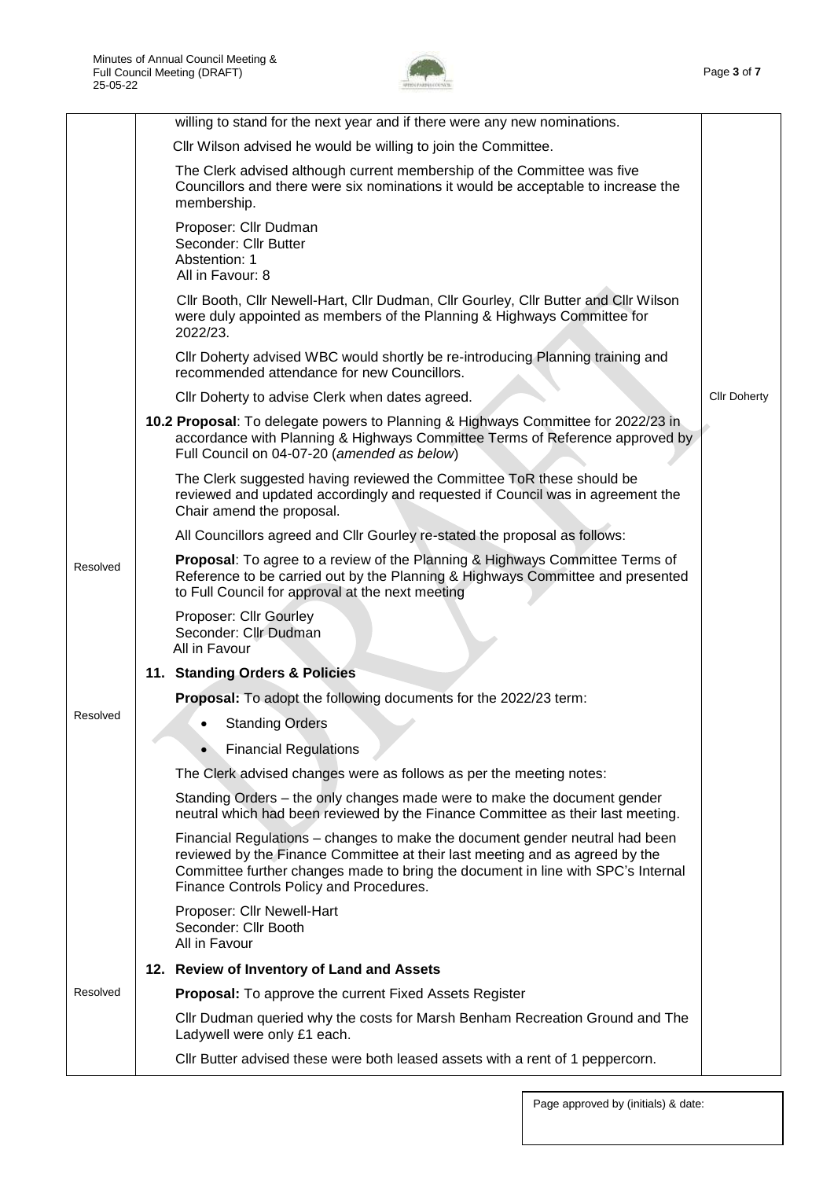| | | |
|---|---|---|
| | willing to stand for the next year and if there were any new nominations. | |
| | Cllr Wilson advised he would be willing to join the Committee. | |
| | The Clerk advised although current membership of the Committee was five Councillors and there were six nominations it would be acceptable to increase the membership. | |
| | Proposer: Cllr Dudman<br>Seconder: Cllr Butter<br>Abstention: 1<br>All in Favour: 8 | |
| | Cllr Booth, Cllr Newell-Hart, Cllr Dudman, Cllr Gourley, Cllr Butter and Cllr Wilson were duly appointed as members of the Planning & Highways Committee for 2022/23. | |
| | Cllr Doherty advised WBC would shortly be re-introducing Planning training and recommended attendance for new Councillors. | |
| | Cllr Doherty to advise Clerk when dates agreed. | Cllr Doherty |
| | **10.2 Proposal**: To delegate powers to Planning & Highways Committee for 2022/23 in accordance with Planning & Highways Committee Terms of Reference approved by Full Council on 04-07-20 (*amended as below*) | |
| | The Clerk suggested having reviewed the Committee ToR these should be reviewed and updated accordingly and requested if Council was in agreement the Chair amend the proposal. | |
| | All Councillors agreed and Cllr Gourley re-stated the proposal as follows: | |
| Resolved | **Proposal**: To agree to a review of the Planning & Highways Committee Terms of Reference to be carried out by the Planning & Highways Committee and presented to Full Council for approval at the next meeting | |
| | Proposer: Cllr Gourley<br>Seconder: Cllr Dudman<br>All in Favour | |
| | **11. Standing Orders & Policies** | |
| Resolved | **Proposal:** To adopt the following documents for the 2022/23 term:<br>• Standing Orders<br>• Financial Regulations | |
| | The Clerk advised changes were as follows as per the meeting notes: | |
| | Standing Orders – the only changes made were to make the document gender neutral which had been reviewed by the Finance Committee as their last meeting. | |
| | Financial Regulations – changes to make the document gender neutral had been reviewed by the Finance Committee at their last meeting and as agreed by the Committee further changes made to bring the document in line with SPC's Internal Finance Controls Policy and Procedures. | |
| | Proposer: Cllr Newell-Hart<br>Seconder: Cllr Booth<br>All in Favour | |
| | **12. Review of Inventory of Land and Assets** | |
| Resolved | **Proposal:** To approve the current Fixed Assets Register | |
| | Cllr Dudman queried why the costs for Marsh Benham Recreation Ground and The Ladywell were only £1 each. | |
| | Cllr Butter advised these were both leased assets with a rent of 1 peppercorn. | |

Page approved by (initials) & date: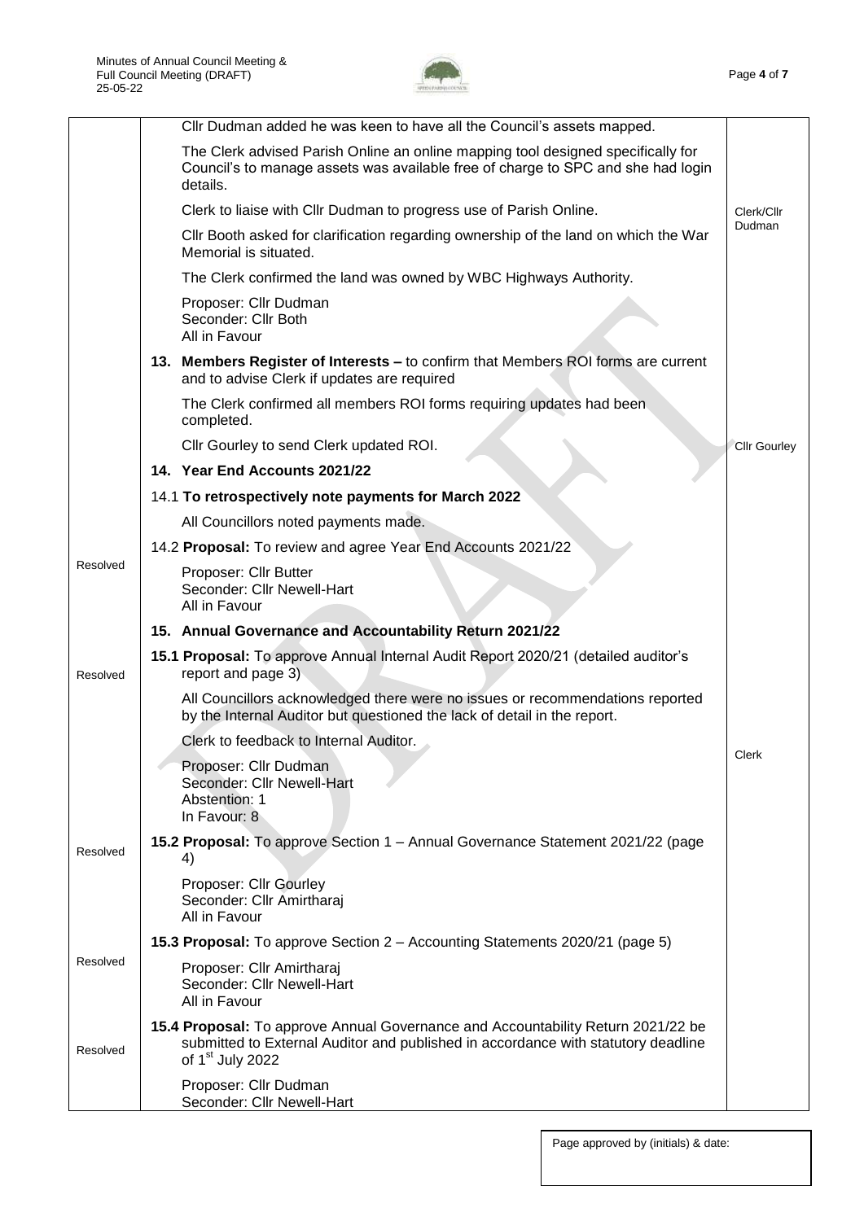| | | |
|---|---|---|
| | Cllr Dudman added he was keen to have all the Council's assets mapped.<br><br>The Clerk advised Parish Online an online mapping tool designed specifically for Council's to manage assets was available free of charge to SPC and she had login details.<br><br>Clerk to liaise with Cllr Dudman to progress use of Parish Online.<br><br>Cllr Booth asked for clarification regarding ownership of the land on which the War Memorial is situated.<br><br>The Clerk confirmed the land was owned by WBC Highways Authority.<br><br>Proposer: Cllr Dudman<br>Seconder: Cllr Both<br>All in Favour | Clerk/Cllr Dudman |
| | **13. Members Register of Interests –** to confirm that Members ROI forms are current and to advise Clerk if updates are required<br><br>The Clerk confirmed all members ROI forms requiring updates had been completed.<br><br>Cllr Gourley to send Clerk updated ROI. | Cllr Gourley |
| | **14. Year End Accounts 2021/22**<br><br>14.1 **To retrospectively note payments for March 2022**<br><br>All Councillors noted payments made. | |
| Resolved | 14.2 **Proposal:** To review and agree Year End Accounts 2021/22<br><br>Proposer: Cllr Butter<br>Seconder: Cllr Newell-Hart<br>All in Favour | |
| | **15. Annual Governance and Accountability Return 2021/22** | |
| Resolved | **15.1 Proposal:** To approve Annual Internal Audit Report 2020/21 (detailed auditor's report and page 3)<br><br>All Councillors acknowledged there were no issues or recommendations reported by the Internal Auditor but questioned the lack of detail in the report.<br><br>Clerk to feedback to Internal Auditor.<br><br>Proposer: Cllr Dudman<br>Seconder: Cllr Newell-Hart<br>Abstention: 1<br>In Favour: 8 | Clerk |
| Resolved | **15.2 Proposal:** To approve Section 1 – Annual Governance Statement 2021/22 (page 4)<br><br>Proposer: Cllr Gourley<br>Seconder: Cllr Amirtharaj<br>All in Favour | |
| Resolved | **15.3 Proposal:** To approve Section 2 – Accounting Statements 2020/21 (page 5)<br><br>Proposer: Cllr Amirtharaj<br>Seconder: Cllr Newell-Hart<br>All in Favour | |
| Resolved | **15.4 Proposal:** To approve Annual Governance and Accountability Return 2021/22 be submitted to External Auditor and published in accordance with statutory deadline of 1st July 2022<br><br>Proposer: Cllr Dudman<br>Seconder: Cllr Newell-Hart | |

Page approved by (initials) & date: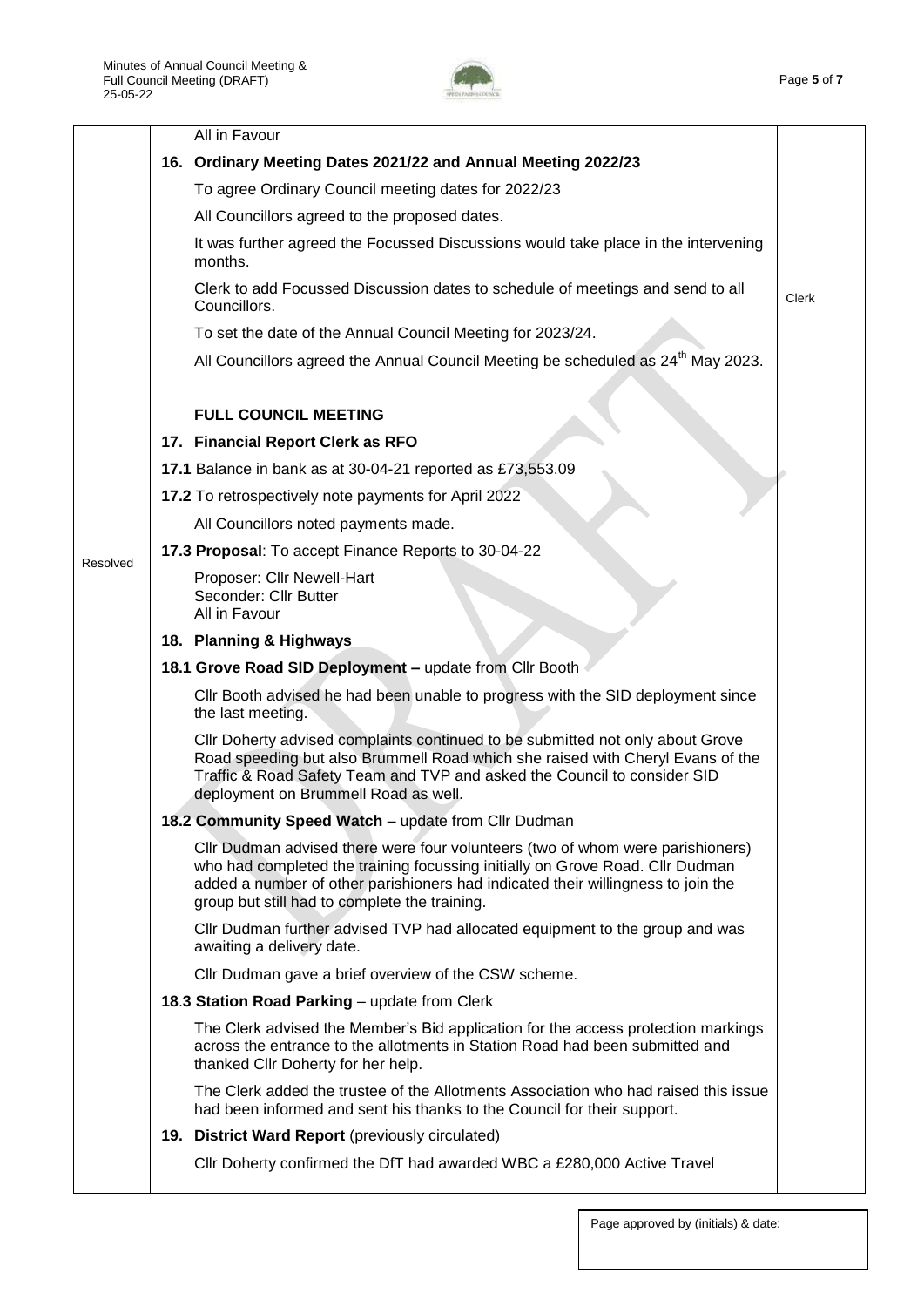All in Favour

**16. Ordinary Meeting Dates 2021/22 and Annual Meeting 2022/23**

To agree Ordinary Council meeting dates for 2022/23

All Councillors agreed to the proposed dates.

It was further agreed the Focussed Discussions would take place in the intervening months.

Clerk to add Focussed Discussion dates to schedule of meetings and send to all Councillors. — **Clerk**

To set the date of the Annual Council Meeting for 2023/24.

All Councillors agreed the Annual Council Meeting be scheduled as 24th May 2023.

**FULL COUNCIL MEETING**

**17. Financial Report Clerk as RFO**

**17.1** Balance in bank as at 30-04-21 reported as £73,553.09

**17.2** To retrospectively note payments for April 2022

All Councillors noted payments made.

**Resolved**

**17.3 Proposal**: To accept Finance Reports to 30-04-22

Proposer: Cllr Newell-Hart
Seconder: Cllr Butter
All in Favour

**18. Planning & Highways**

**18.1 Grove Road SID Deployment –** update from Cllr Booth

Cllr Booth advised he had been unable to progress with the SID deployment since the last meeting.

Cllr Doherty advised complaints continued to be submitted not only about Grove Road speeding but also Brummell Road which she raised with Cheryl Evans of the Traffic & Road Safety Team and TVP and asked the Council to consider SID deployment on Brummell Road as well.

**18.2 Community Speed Watch** – update from Cllr Dudman

Cllr Dudman advised there were four volunteers (two of whom were parishioners) who had completed the training focussing initially on Grove Road. Cllr Dudman added a number of other parishioners had indicated their willingness to join the group but still had to complete the training.

Cllr Dudman further advised TVP had allocated equipment to the group and was awaiting a delivery date.

Cllr Dudman gave a brief overview of the CSW scheme.

**18.3 Station Road Parking** – update from Clerk

The Clerk advised the Member's Bid application for the access protection markings across the entrance to the allotments in Station Road had been submitted and thanked Cllr Doherty for her help.

The Clerk added the trustee of the Allotments Association who had raised this issue had been informed and sent his thanks to the Council for their support.

**19. District Ward Report** (previously circulated)

Cllr Doherty confirmed the DfT had awarded WBC a £280,000 Active Travel

Page approved by (initials) & date: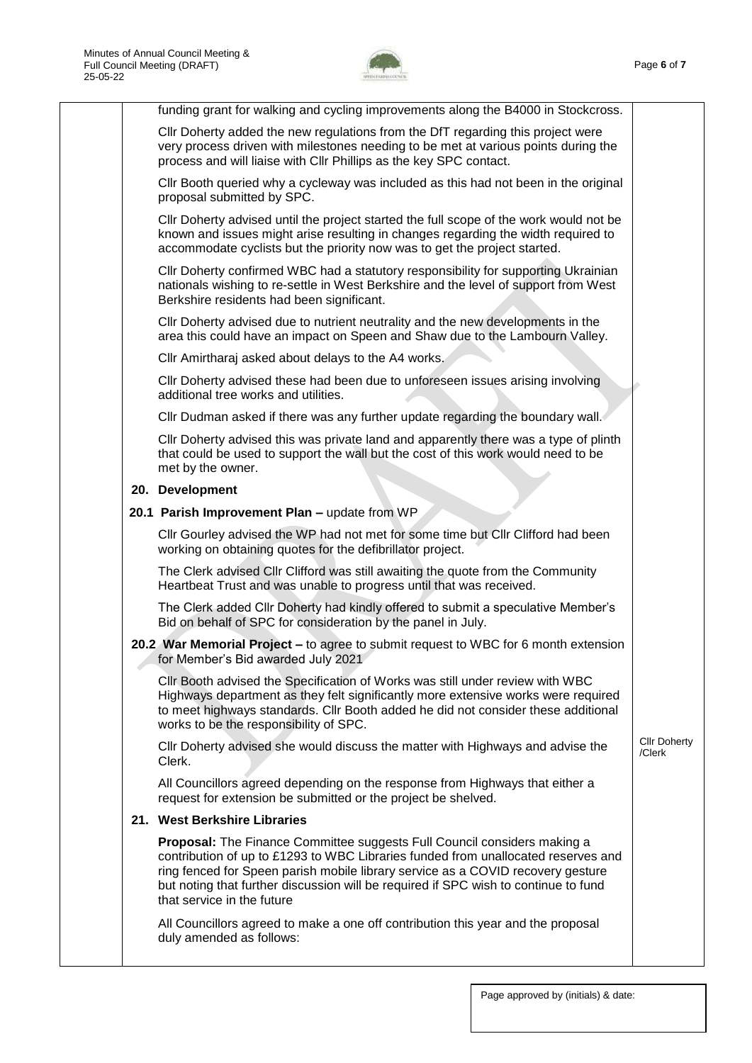funding grant for walking and cycling improvements along the B4000 in Stockcross.

Cllr Doherty added the new regulations from the DfT regarding this project were very process driven with milestones needing to be met at various points during the process and will liaise with Cllr Phillips as the key SPC contact.

Cllr Booth queried why a cycleway was included as this had not been in the original proposal submitted by SPC.

Cllr Doherty advised until the project started the full scope of the work would not be known and issues might arise resulting in changes regarding the width required to accommodate cyclists but the priority now was to get the project started.

Cllr Doherty confirmed WBC had a statutory responsibility for supporting Ukrainian nationals wishing to re-settle in West Berkshire and the level of support from West Berkshire residents had been significant.

Cllr Doherty advised due to nutrient neutrality and the new developments in the area this could have an impact on Speen and Shaw due to the Lambourn Valley.

Cllr Amirtharaj asked about delays to the A4 works.

Cllr Doherty advised these had been due to unforeseen issues arising involving additional tree works and utilities.

Cllr Dudman asked if there was any further update regarding the boundary wall.

Cllr Doherty advised this was private land and apparently there was a type of plinth that could be used to support the wall but the cost of this work would need to be met by the owner.

## 20. Development

### 20.1 Parish Improvement Plan – update from WP

Cllr Gourley advised the WP had not met for some time but Cllr Clifford had been working on obtaining quotes for the defibrillator project.

The Clerk advised Cllr Clifford was still awaiting the quote from the Community Heartbeat Trust and was unable to progress until that was received.

The Clerk added Cllr Doherty had kindly offered to submit a speculative Member's Bid on behalf of SPC for consideration by the panel in July.

### 20.2 War Memorial Project – to agree to submit request to WBC for 6 month extension for Member's Bid awarded July 2021

Cllr Booth advised the Specification of Works was still under review with WBC Highways department as they felt significantly more extensive works were required to meet highways standards. Cllr Booth added he did not consider these additional works to be the responsibility of SPC.

Cllr Doherty advised she would discuss the matter with Highways and advise the Clerk. — **Cllr Doherty /Clerk**

All Councillors agreed depending on the response from Highways that either a request for extension be submitted or the project be shelved.

## 21. West Berkshire Libraries

**Proposal:** The Finance Committee suggests Full Council considers making a contribution of up to £1293 to WBC Libraries funded from unallocated reserves and ring fenced for Speen parish mobile library service as a COVID recovery gesture but noting that further discussion will be required if SPC wish to continue to fund that service in the future

All Councillors agreed to make a one off contribution this year and the proposal duly amended as follows:

Page approved by (initials) & date: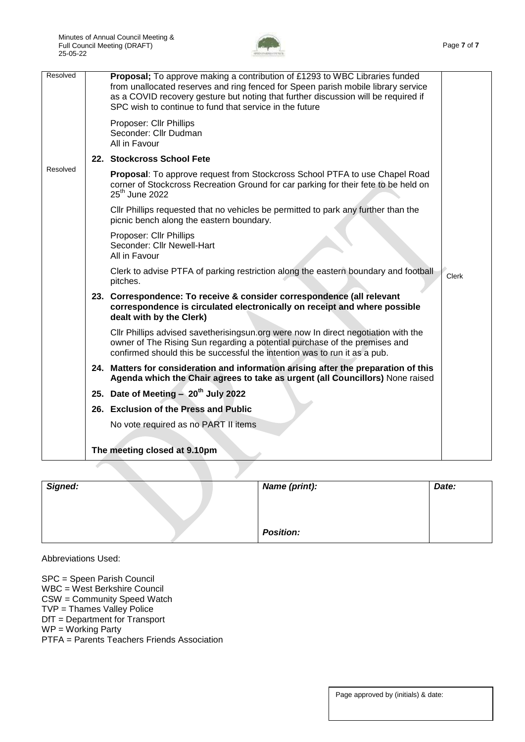| | | |
|---|---|---|
| Resolved | **Proposal;** To approve making a contribution of £1293 to WBC Libraries funded from unallocated reserves and ring fenced for Speen parish mobile library service as a COVID recovery gesture but noting that further discussion will be required if SPC wish to continue to fund that service in the future<br><br>Proposer: Cllr Phillips<br>Seconder: Cllr Dudman<br>All in Favour | |
| | **22. Stockcross School Fete** | |
| Resolved | **Proposal**: To approve request from Stockcross School PTFA to use Chapel Road corner of Stockcross Recreation Ground for car parking for their fete to be held on 25th June 2022<br><br>Cllr Phillips requested that no vehicles be permitted to park any further than the picnic bench along the eastern boundary.<br><br>Proposer: Cllr Phillips<br>Seconder: Cllr Newell-Hart<br>All in Favour | |
| | Clerk to advise PTFA of parking restriction along the eastern boundary and football pitches. | Clerk |
| | **23. Correspondence: To receive & consider correspondence (all relevant correspondence is circulated electronically on receipt and where possible dealt with by the Clerk)**<br><br>Cllr Phillips advised savetherisingsun.org were now In direct negotiation with the owner of The Rising Sun regarding a potential purchase of the premises and confirmed should this be successful the intention was to run it as a pub. | |
| | **24. Matters for consideration and information arising after the preparation of this Agenda which the Chair agrees to take as urgent (all Councillors)** None raised | |
| | **25. Date of Meeting – 20th July 2022** | |
| | **26. Exclusion of the Press and Public**<br><br>No vote required as no PART II items | |
| | **The meeting closed at 9.10pm** | |

| ***Signed:*** | ***Name (print):*** | ***Date:*** |
|---|---|---|
| | ***Position:*** | |

Abbreviations Used:

SPC = Speen Parish Council
WBC = West Berkshire Council
CSW = Community Speed Watch
TVP = Thames Valley Police
DfT = Department for Transport
WP = Working Party
PTFA = Parents Teachers Friends Association

Page approved by (initials) & date: